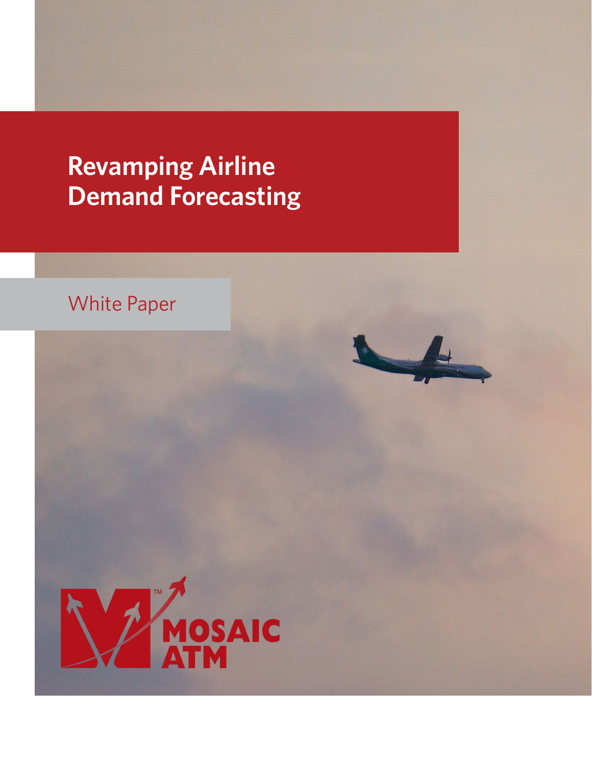# Revamping Airline Demand Forecasting

White Paper

MOSAIC ATM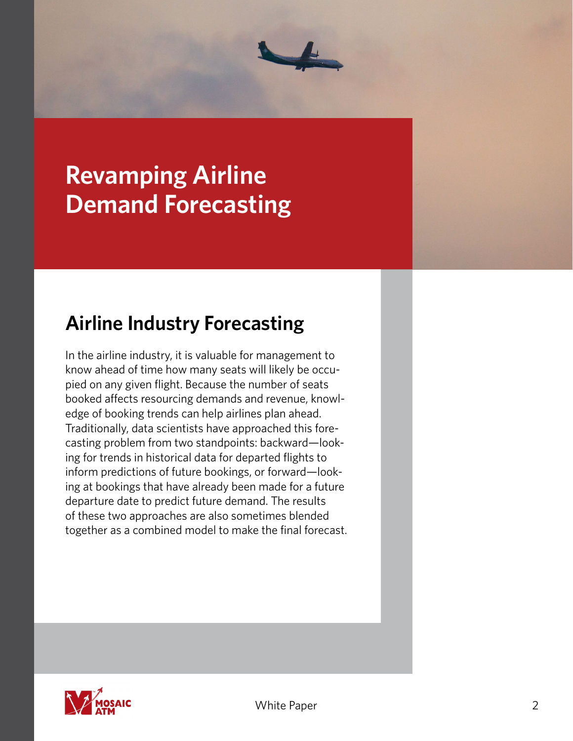# Revamping Airline Demand Forecasting

## Airline Industry Forecasting

In the airline industry, it is valuable for management to know ahead of time how many seats will likely be occupied on any given flight. Because the number of seats booked affects resourcing demands and revenue, knowledge of booking trends can help airlines plan ahead. Traditionally, data scientists have approached this forecasting problem from two standpoints: backward—looking for trends in historical data for departed flights to inform predictions of future bookings, or forward—looking at bookings that have already been made for a future departure date to predict future demand. The results of these two approaches are also sometimes blended together as a combined model to make the final forecast.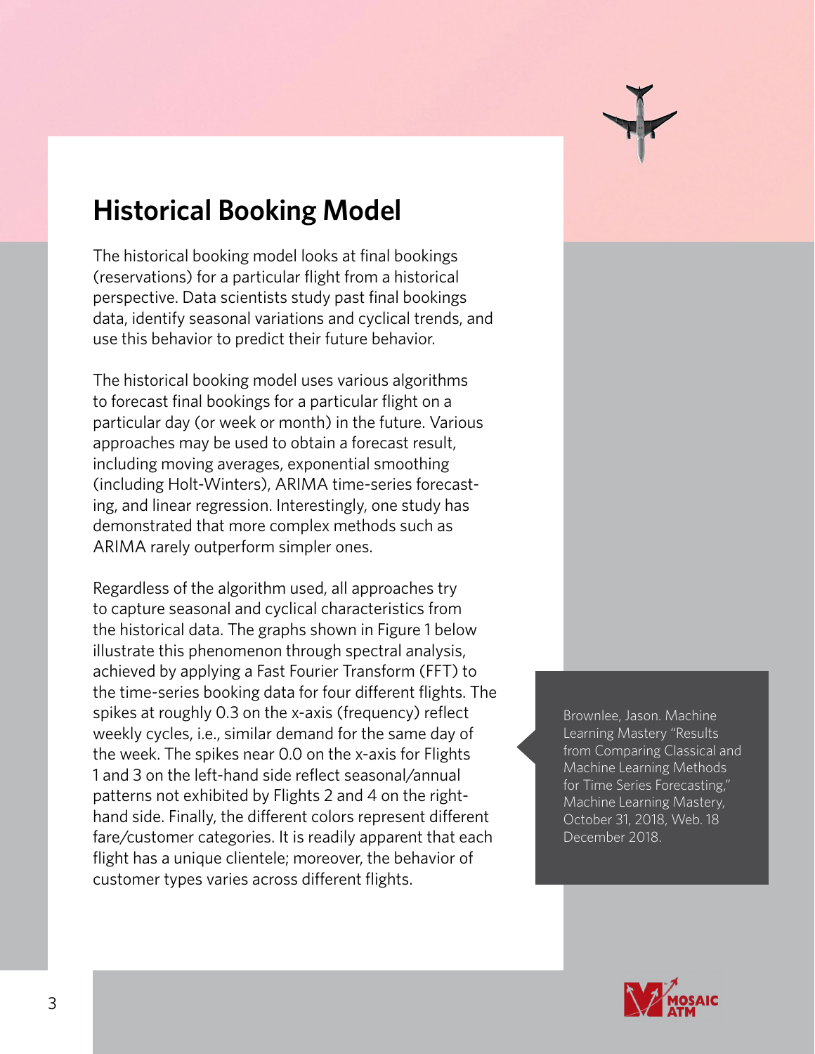## Historical Booking Model

The historical booking model looks at final bookings (reservations) for a particular flight from a historical perspective. Data scientists study past final bookings data, identify seasonal variations and cyclical trends, and use this behavior to predict their future behavior.

The historical booking model uses various algorithms to forecast final bookings for a particular flight on a particular day (or week or month) in the future. Various approaches may be used to obtain a forecast result, including moving averages, exponential smoothing (including Holt-Winters), ARIMA time-series forecasting, and linear regression. Interestingly, one study has demonstrated that more complex methods such as ARIMA rarely outperform simpler ones.

Regardless of the algorithm used, all approaches try to capture seasonal and cyclical characteristics from the historical data. The graphs shown in Figure 1 below illustrate this phenomenon through spectral analysis, achieved by applying a Fast Fourier Transform (FFT) to the time-series booking data for four different flights. The spikes at roughly 0.3 on the x-axis (frequency) reflect weekly cycles, i.e., similar demand for the same day of the week. The spikes near 0.0 on the x-axis for Flights 1 and 3 on the left-hand side reflect seasonal/annual patterns not exhibited by Flights 2 and 4 on the right-hand side. Finally, the different colors represent different fare/customer categories. It is readily apparent that each flight has a unique clientele; moreover, the behavior of customer types varies across different flights.

Brownlee, Jason. Machine Learning Mastery "Results from Comparing Classical and Machine Learning Methods for Time Series Forecasting," Machine Learning Mastery, October 31, 2018, Web. 18 December 2018.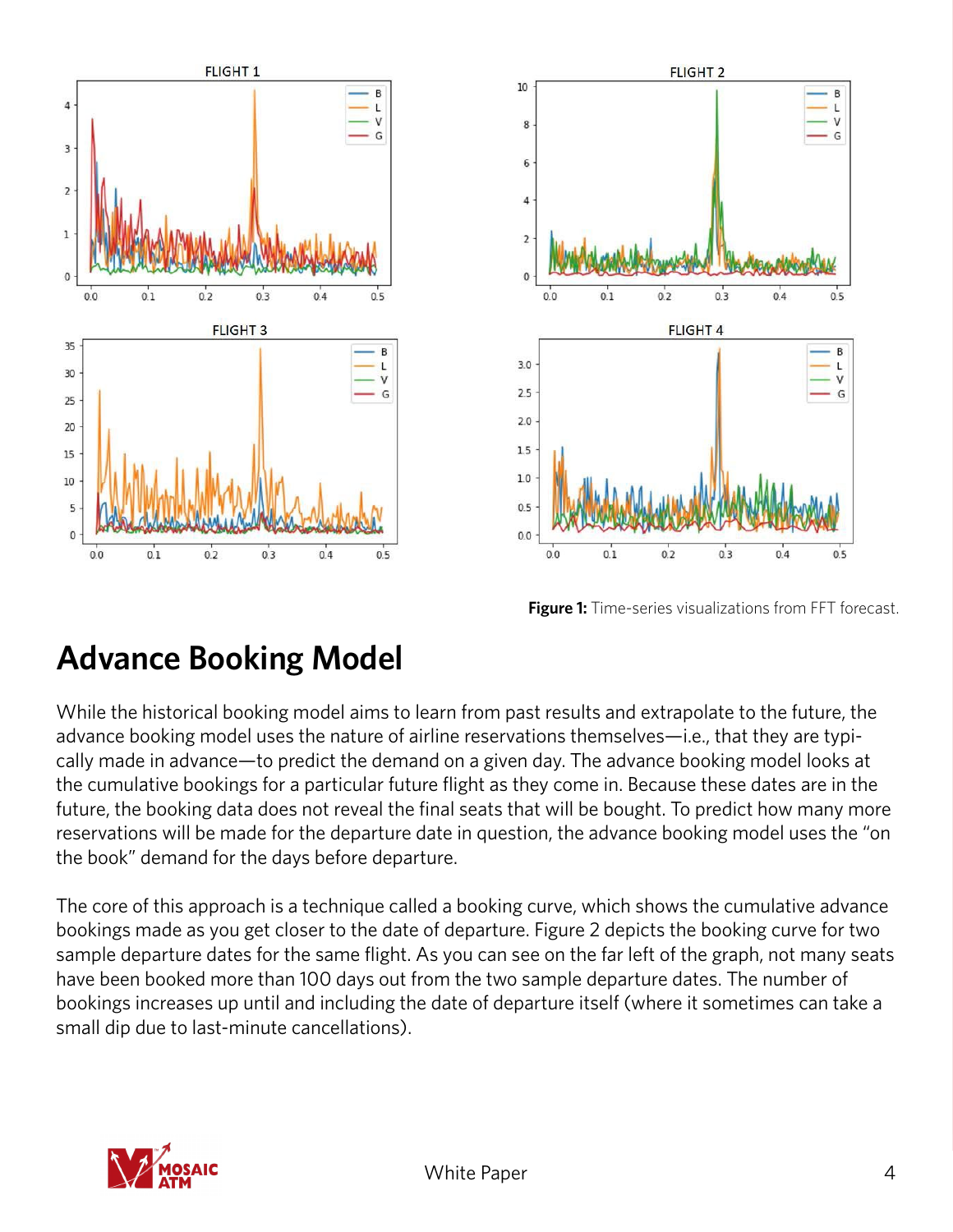Figure 1: Time-series visualizations from FFT forecast.

## Advance Booking Model

While the historical booking model aims to learn from past results and extrapolate to the future, the advance booking model uses the nature of airline reservations themselves—i.e., that they are typically made in advance—to predict the demand on a given day. The advance booking model looks at the cumulative bookings for a particular future flight as they come in. Because these dates are in the future, the booking data does not reveal the final seats that will be bought. To predict how many more reservations will be made for the departure date in question, the advance booking model uses the "on the book" demand for the days before departure.

The core of this approach is a technique called a booking curve, which shows the cumulative advance bookings made as you get closer to the date of departure. Figure 2 depicts the booking curve for two sample departure dates for the same flight. As you can see on the far left of the graph, not many seats have been booked more than 100 days out from the two sample departure dates. The number of bookings increases up until and including the date of departure itself (where it sometimes can take a small dip due to last-minute cancellations).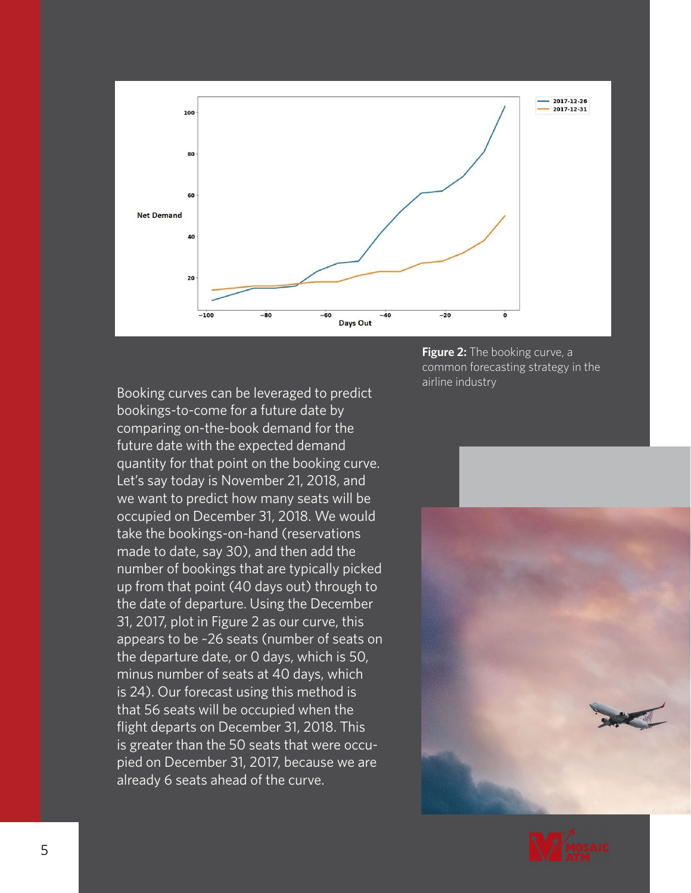**Figure 2:** The booking curve, a common forecasting strategy in the airline industry

Booking curves can be leveraged to predict bookings-to-come for a future date by comparing on-the-book demand for the future date with the expected demand quantity for that point on the booking curve. Let's say today is November 21, 2018, and we want to predict how many seats will be occupied on December 31, 2018. We would take the bookings-on-hand (reservations made to date, say 30), and then add the number of bookings that are typically picked up from that point (40 days out) through to the date of departure. Using the December 31, 2017, plot in Figure 2 as our curve, this appears to be ~26 seats (number of seats on the departure date, or 0 days, which is 50, minus number of seats at 40 days, which is 24). Our forecast using this method is that 56 seats will be occupied when the flight departs on December 31, 2018. This is greater than the 50 seats that were occupied on December 31, 2017, because we are already 6 seats ahead of the curve.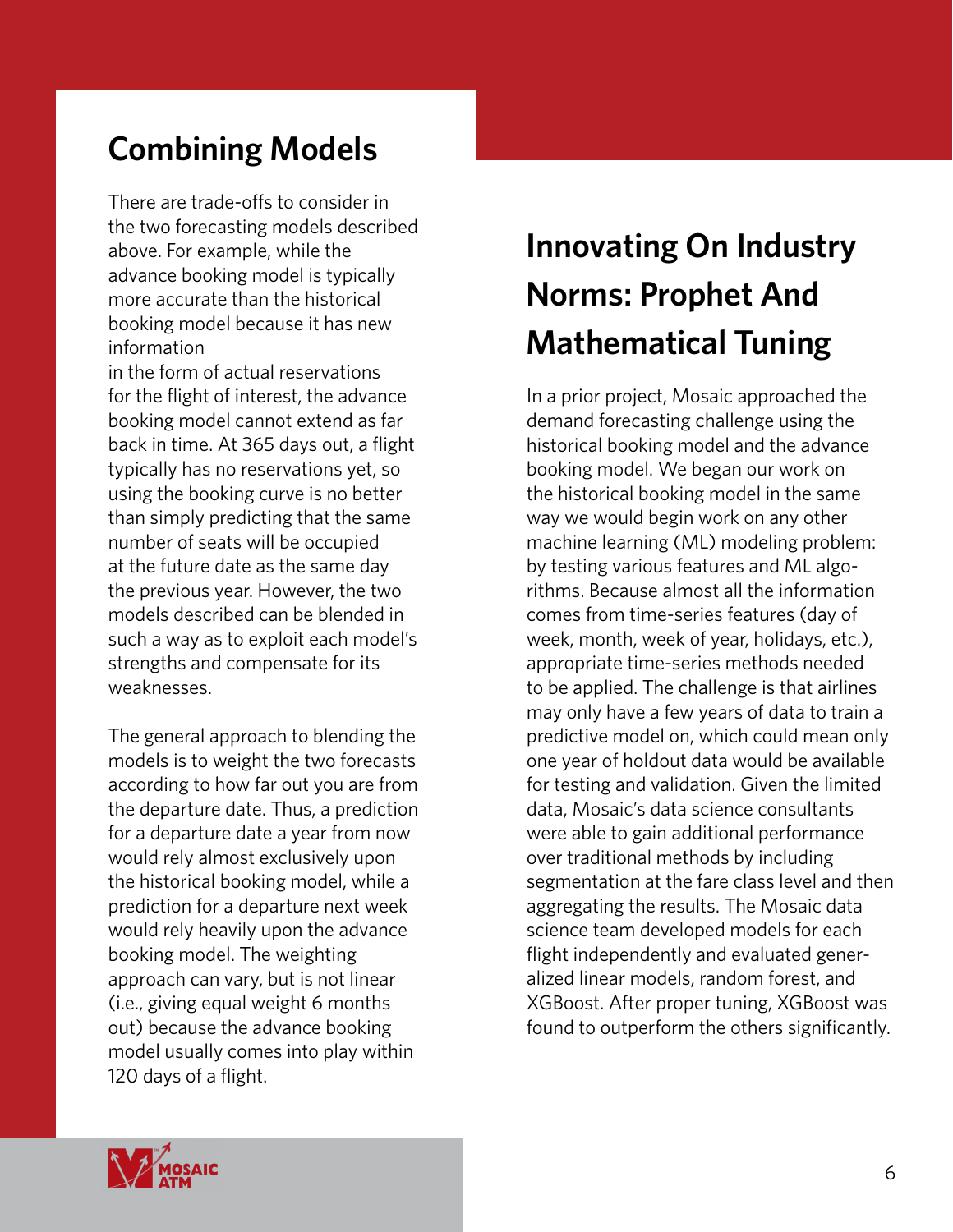## Combining Models

There are trade-offs to consider in the two forecasting models described above. For example, while the advance booking model is typically more accurate than the historical booking model because it has new information in the form of actual reservations for the flight of interest, the advance booking model cannot extend as far back in time. At 365 days out, a flight typically has no reservations yet, so using the booking curve is no better than simply predicting that the same number of seats will be occupied at the future date as the same day the previous year. However, the two models described can be blended in such a way as to exploit each model's strengths and compensate for its weaknesses.

The general approach to blending the models is to weight the two forecasts according to how far out you are from the departure date. Thus, a prediction for a departure date a year from now would rely almost exclusively upon the historical booking model, while a prediction for a departure next week would rely heavily upon the advance booking model. The weighting approach can vary, but is not linear (i.e., giving equal weight 6 months out) because the advance booking model usually comes into play within 120 days of a flight.

## Innovating On Industry Norms: Prophet And Mathematical Tuning

In a prior project, Mosaic approached the demand forecasting challenge using the historical booking model and the advance booking model. We began our work on the historical booking model in the same way we would begin work on any other machine learning (ML) modeling problem: by testing various features and ML algorithms. Because almost all the information comes from time-series features (day of week, month, week of year, holidays, etc.), appropriate time-series methods needed to be applied. The challenge is that airlines may only have a few years of data to train a predictive model on, which could mean only one year of holdout data would be available for testing and validation. Given the limited data, Mosaic's data science consultants were able to gain additional performance over traditional methods by including segmentation at the fare class level and then aggregating the results. The Mosaic data science team developed models for each flight independently and evaluated generalized linear models, random forest, and XGBoost. After proper tuning, XGBoost was found to outperform the others significantly.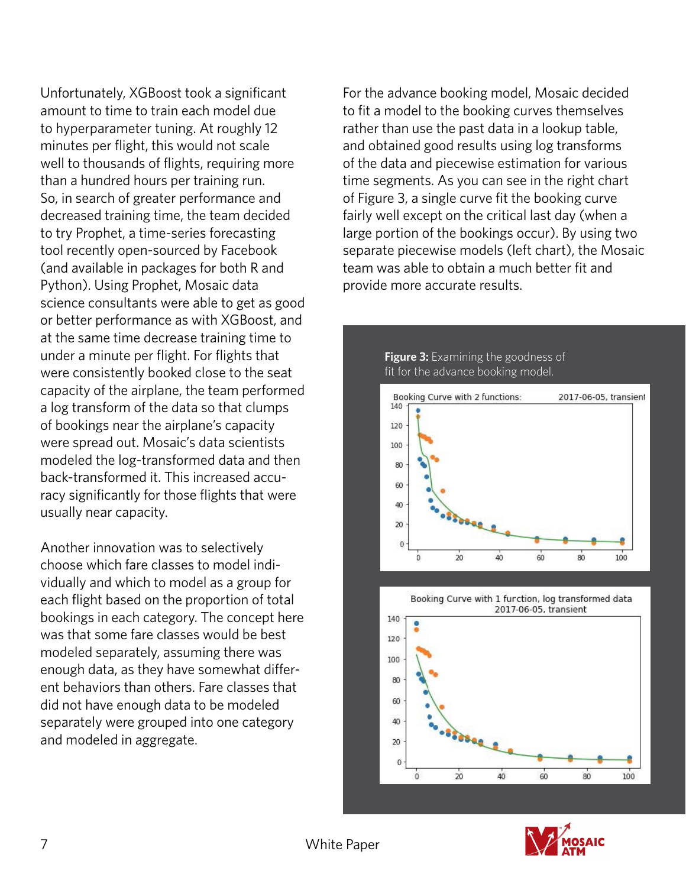Unfortunately, XGBoost took a significant amount to time to train each model due to hyperparameter tuning. At roughly 12 minutes per flight, this would not scale well to thousands of flights, requiring more than a hundred hours per training run. So, in search of greater performance and decreased training time, the team decided to try Prophet, a time-series forecasting tool recently open-sourced by Facebook (and available in packages for both R and Python). Using Prophet, Mosaic data science consultants were able to get as good or better performance as with XGBoost, and at the same time decrease training time to under a minute per flight. For flights that were consistently booked close to the seat capacity of the airplane, the team performed a log transform of the data so that clumps of bookings near the airplane's capacity were spread out. Mosaic's data scientists modeled the log-transformed data and then back-transformed it. This increased accuracy significantly for those flights that were usually near capacity.

Another innovation was to selectively choose which fare classes to model individually and which to model as a group for each flight based on the proportion of total bookings in each category. The concept here was that some fare classes would be best modeled separately, assuming there was enough data, as they have somewhat different behaviors than others. Fare classes that did not have enough data to be modeled separately were grouped into one category and modeled in aggregate.

For the advance booking model, Mosaic decided to fit a model to the booking curves themselves rather than use the past data in a lookup table, and obtained good results using log transforms of the data and piecewise estimation for various time segments. As you can see in the right chart of Figure 3, a single curve fit the booking curve fairly well except on the critical last day (when a large portion of the bookings occur). By using two separate piecewise models (left chart), the Mosaic team was able to obtain a much better fit and provide more accurate results.

**Figure 3:** Examining the goodness of fit for the advance booking model.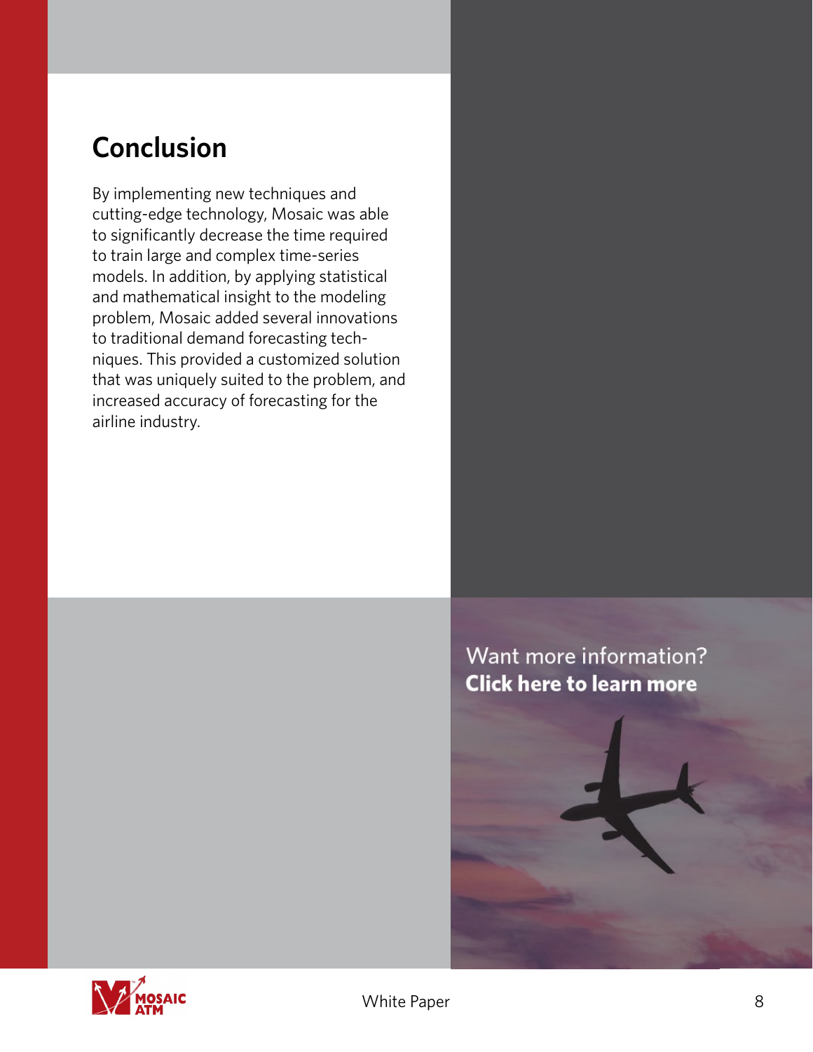## Conclusion

By implementing new techniques and cutting-edge technology, Mosaic was able to significantly decrease the time required to train large and complex time-series models. In addition, by applying statistical and mathematical insight to the modeling problem, Mosaic added several innovations to traditional demand forecasting techniques. This provided a customized solution that was uniquely suited to the problem, and increased accuracy of forecasting for the airline industry.

Want more information?
**Click here to learn more**